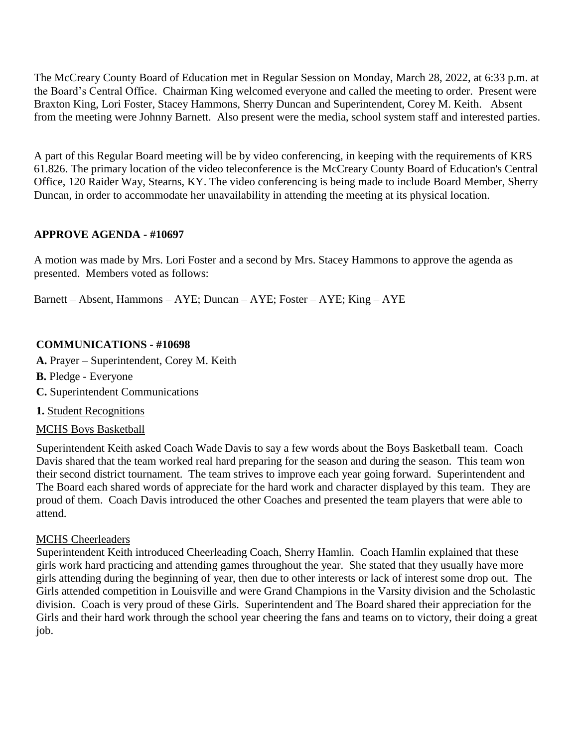The McCreary County Board of Education met in Regular Session on Monday, March 28, 2022, at 6:33 p.m. at the Board's Central Office. Chairman King welcomed everyone and called the meeting to order. Present were Braxton King, Lori Foster, Stacey Hammons, Sherry Duncan and Superintendent, Corey M. Keith. Absent from the meeting were Johnny Barnett. Also present were the media, school system staff and interested parties.

A part of this Regular Board meeting will be by video conferencing, in keeping with the requirements of KRS 61.826. The primary location of the video teleconference is the McCreary County Board of Education's Central Office, 120 Raider Way, Stearns, KY. The video conferencing is being made to include Board Member, Sherry Duncan, in order to accommodate her unavailability in attending the meeting at its physical location.

**APPROVE AGENDA - #10697**

A motion was made by Mrs. Lori Foster and a second by Mrs. Stacey Hammons to approve the agenda as presented. Members voted as follows:

Barnett – Absent, Hammons – AYE; Duncan – AYE; Foster – AYE; King – AYE

**COMMUNICATIONS - #10698**

**A.** Prayer – Superintendent, Corey M. Keith

**B.** Pledge - Everyone

**C.** Superintendent Communications

**1.** Student Recognitions

MCHS Boys Basketball

Superintendent Keith asked Coach Wade Davis to say a few words about the Boys Basketball team. Coach Davis shared that the team worked real hard preparing for the season and during the season. This team won their second district tournament. The team strives to improve each year going forward. Superintendent and The Board each shared words of appreciate for the hard work and character displayed by this team. They are proud of them. Coach Davis introduced the other Coaches and presented the team players that were able to attend.

MCHS Cheerleaders

Superintendent Keith introduced Cheerleading Coach, Sherry Hamlin. Coach Hamlin explained that these girls work hard practicing and attending games throughout the year. She stated that they usually have more girls attending during the beginning of year, then due to other interests or lack of interest some drop out. The Girls attended competition in Louisville and were Grand Champions in the Varsity division and the Scholastic division. Coach is very proud of these Girls. Superintendent and The Board shared their appreciation for the Girls and their hard work through the school year cheering the fans and teams on to victory, their doing a great job.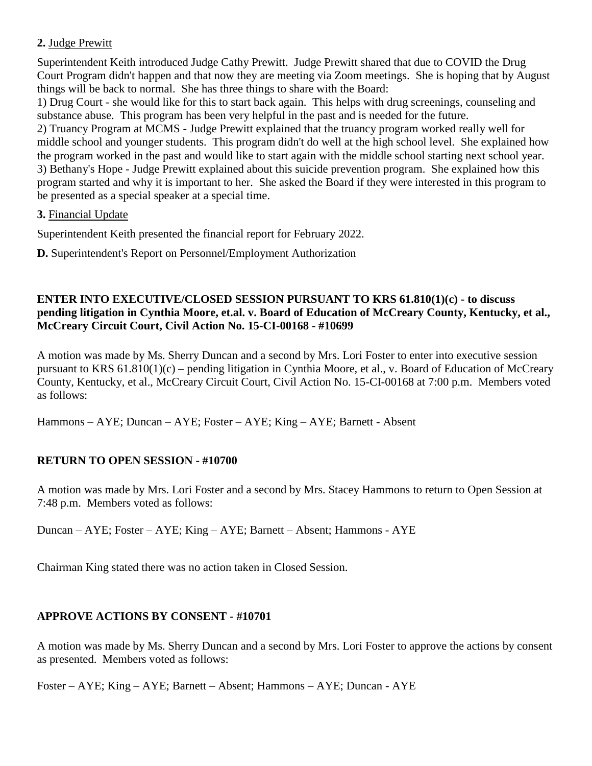**2.** Judge Prewitt

Superintendent Keith introduced Judge Cathy Prewitt. Judge Prewitt shared that due to COVID the Drug Court Program didn't happen and that now they are meeting via Zoom meetings. She is hoping that by August things will be back to normal. She has three things to share with the Board:

1) Drug Court - she would like for this to start back again. This helps with drug screenings, counseling and substance abuse. This program has been very helpful in the past and is needed for the future.
2) Truancy Program at MCMS - Judge Prewitt explained that the truancy program worked really well for middle school and younger students. This program didn't do well at the high school level. She explained how the program worked in the past and would like to start again with the middle school starting next school year.
3) Bethany's Hope - Judge Prewitt explained about this suicide prevention program. She explained how this program started and why it is important to her. She asked the Board if they were interested in this program to be presented as a special speaker at a special time.

**3.** Financial Update

Superintendent Keith presented the financial report for February 2022.

**D.** Superintendent's Report on Personnel/Employment Authorization

**ENTER INTO EXECUTIVE/CLOSED SESSION PURSUANT TO KRS 61.810(1)(c) - to discuss pending litigation in Cynthia Moore, et.al. v. Board of Education of McCreary County, Kentucky, et al., McCreary Circuit Court, Civil Action No. 15-CI-00168 - #10699**

A motion was made by Ms. Sherry Duncan and a second by Mrs. Lori Foster to enter into executive session pursuant to KRS 61.810(1)(c) – pending litigation in Cynthia Moore, et al., v. Board of Education of McCreary County, Kentucky, et al., McCreary Circuit Court, Civil Action No. 15-CI-00168 at 7:00 p.m. Members voted as follows:

Hammons – AYE; Duncan – AYE; Foster – AYE; King – AYE; Barnett - Absent

**RETURN TO OPEN SESSION - #10700**

A motion was made by Mrs. Lori Foster and a second by Mrs. Stacey Hammons to return to Open Session at 7:48 p.m. Members voted as follows:

Duncan – AYE; Foster – AYE; King – AYE; Barnett – Absent; Hammons - AYE

Chairman King stated there was no action taken in Closed Session.

**APPROVE ACTIONS BY CONSENT - #10701**

A motion was made by Ms. Sherry Duncan and a second by Mrs. Lori Foster to approve the actions by consent as presented. Members voted as follows:

Foster – AYE; King – AYE; Barnett – Absent; Hammons – AYE; Duncan - AYE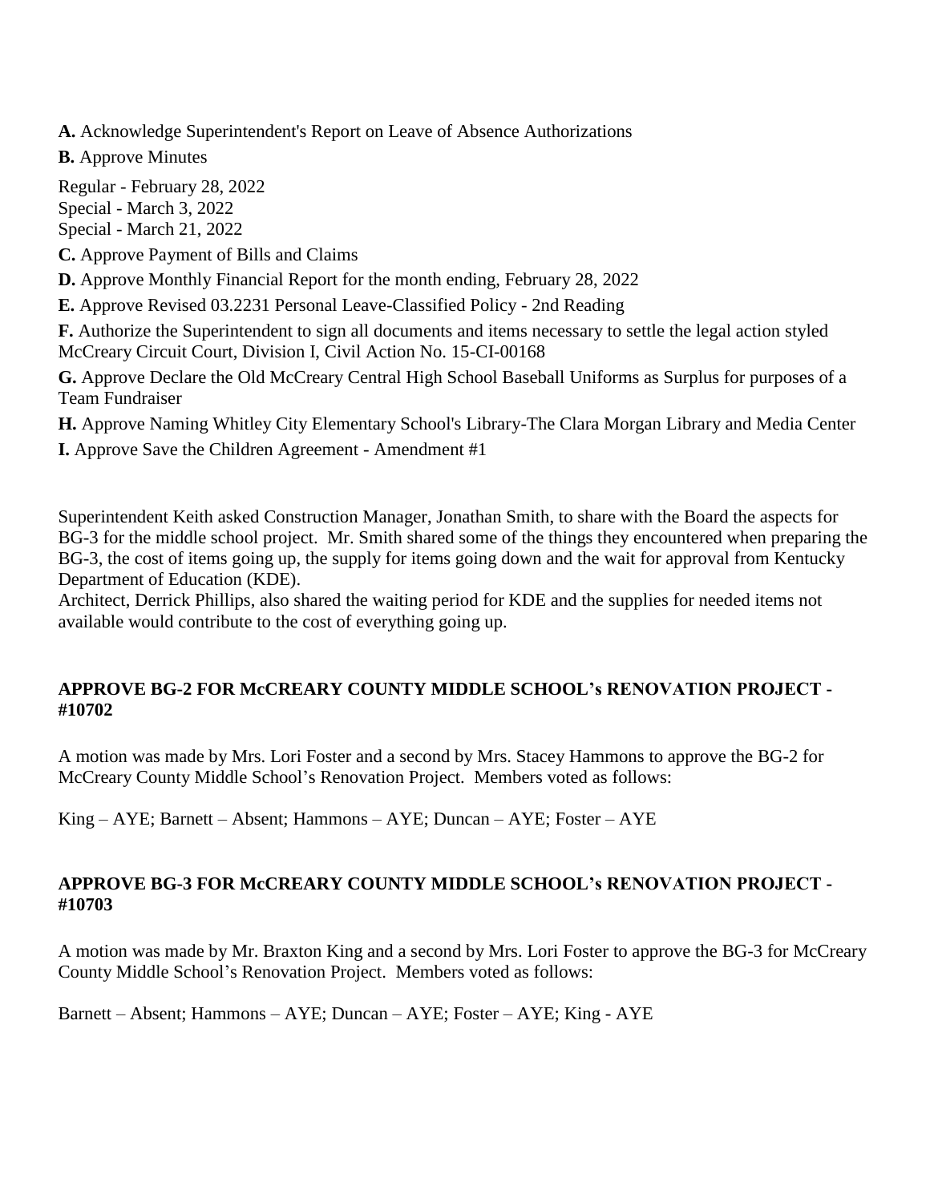**A.** Acknowledge Superintendent's Report on Leave of Absence Authorizations

**B.** Approve Minutes

Regular - February 28, 2022
Special - March 3, 2022
Special - March 21, 2022

**C.** Approve Payment of Bills and Claims

**D.** Approve Monthly Financial Report for the month ending, February 28, 2022

**E.** Approve Revised 03.2231 Personal Leave-Classified Policy - 2nd Reading

**F.** Authorize the Superintendent to sign all documents and items necessary to settle the legal action styled McCreary Circuit Court, Division I, Civil Action No. 15-CI-00168

**G.** Approve Declare the Old McCreary Central High School Baseball Uniforms as Surplus for purposes of a Team Fundraiser

**H.** Approve Naming Whitley City Elementary School's Library-The Clara Morgan Library and Media Center

**I.** Approve Save the Children Agreement - Amendment #1

Superintendent Keith asked Construction Manager, Jonathan Smith, to share with the Board the aspects for BG-3 for the middle school project. Mr. Smith shared some of the things they encountered when preparing the BG-3, the cost of items going up, the supply for items going down and the wait for approval from Kentucky Department of Education (KDE).
Architect, Derrick Phillips, also shared the waiting period for KDE and the supplies for needed items not available would contribute to the cost of everything going up.

**APPROVE BG-2 FOR McCREARY COUNTY MIDDLE SCHOOL's RENOVATION PROJECT - #10702**

A motion was made by Mrs. Lori Foster and a second by Mrs. Stacey Hammons to approve the BG-2 for McCreary County Middle School's Renovation Project. Members voted as follows:

King – AYE; Barnett – Absent; Hammons – AYE; Duncan – AYE; Foster – AYE

**APPROVE BG-3 FOR McCREARY COUNTY MIDDLE SCHOOL's RENOVATION PROJECT - #10703**

A motion was made by Mr. Braxton King and a second by Mrs. Lori Foster to approve the BG-3 for McCreary County Middle School's Renovation Project. Members voted as follows:

Barnett – Absent; Hammons – AYE; Duncan – AYE; Foster – AYE; King - AYE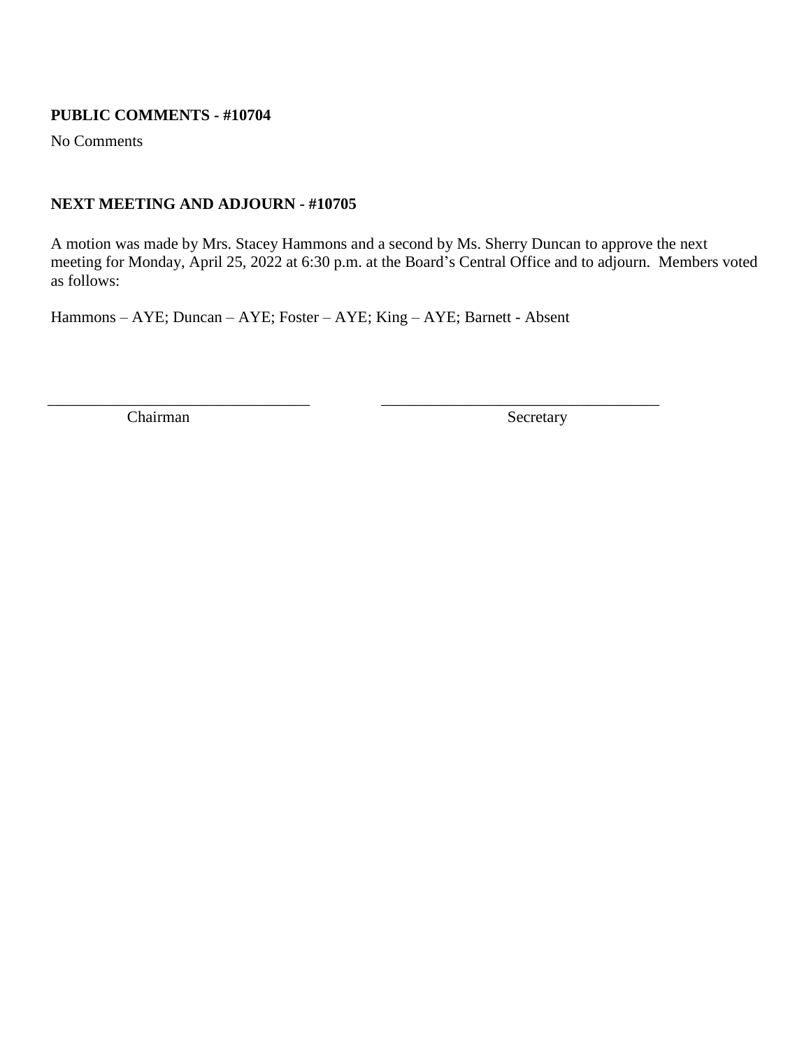**PUBLIC COMMENTS - #10704**

No Comments

**NEXT MEETING AND ADJOURN - #10705**

A motion was made by Mrs. Stacey Hammons and a second by Ms. Sherry Duncan to approve the next meeting for Monday, April 25, 2022 at 6:30 p.m. at the Board's Central Office and to adjourn. Members voted as follows:

Hammons – AYE; Duncan – AYE; Foster – AYE; King – AYE; Barnett - Absent

| | |
|---|---|
| ______________________________ | ______________________________ |
| Chairman | Secretary |